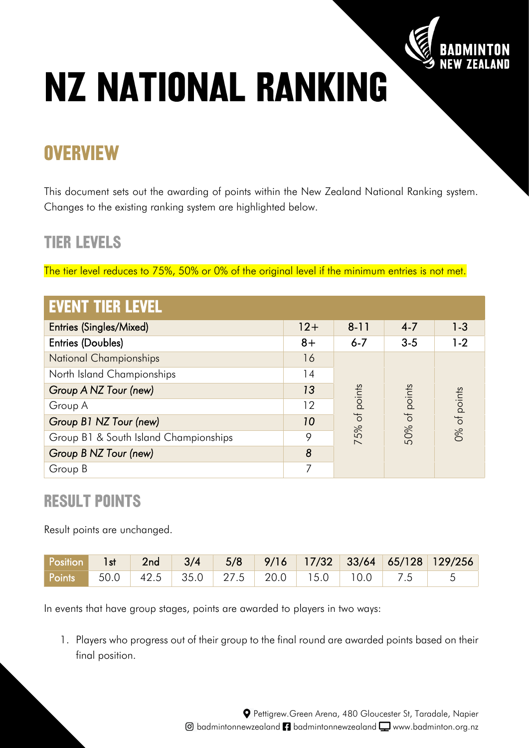# NZ NATIONAL RANKING

## OVERVIEW

This document sets out the awarding of points within the New Zealand National Ranking system. Changes to the existing ranking system are highlighted below.

### TIER LEVELS

The tier level reduces to 75%, 50% or 0% of the original level if the minimum entries is not met.

| EVENT TIER LEVEL | | | | |
|---|---|---|---|---|
| Entries (Singles/Mixed) | 12+ | 8-11 | 4-7 | 1-3 |
| Entries (Doubles) | 8+ | 6-7 | 3-5 | 1-2 |
| National Championships | 16 | 75% of points | 50% of points | 0% of points |
| North Island Championships | 14 | | | |
| *Group A NZ Tour (new)* | *13* | | | |
| Group A | 12 | | | |
| *Group B1 NZ Tour (new)* | *10* | | | |
| Group B1 & South Island Championships | 9 | | | |
| *Group B NZ Tour (new)* | *8* | | | |
| Group B | 7 | | | |

### RESULT POINTS

Result points are unchanged.

| Position | 1st | 2nd | 3/4 | 5/8 | 9/16 | 17/32 | 33/64 | 65/128 | 129/256 |
|---|---|---|---|---|---|---|---|---|---|
| Points | 50.0 | 42.5 | 35.0 | 27.5 | 20.0 | 15.0 | 10.0 | 7.5 | 5 |

In events that have group stages, points are awarded to players in two ways:

1. Players who progress out of their group to the final round are awarded points based on their final position.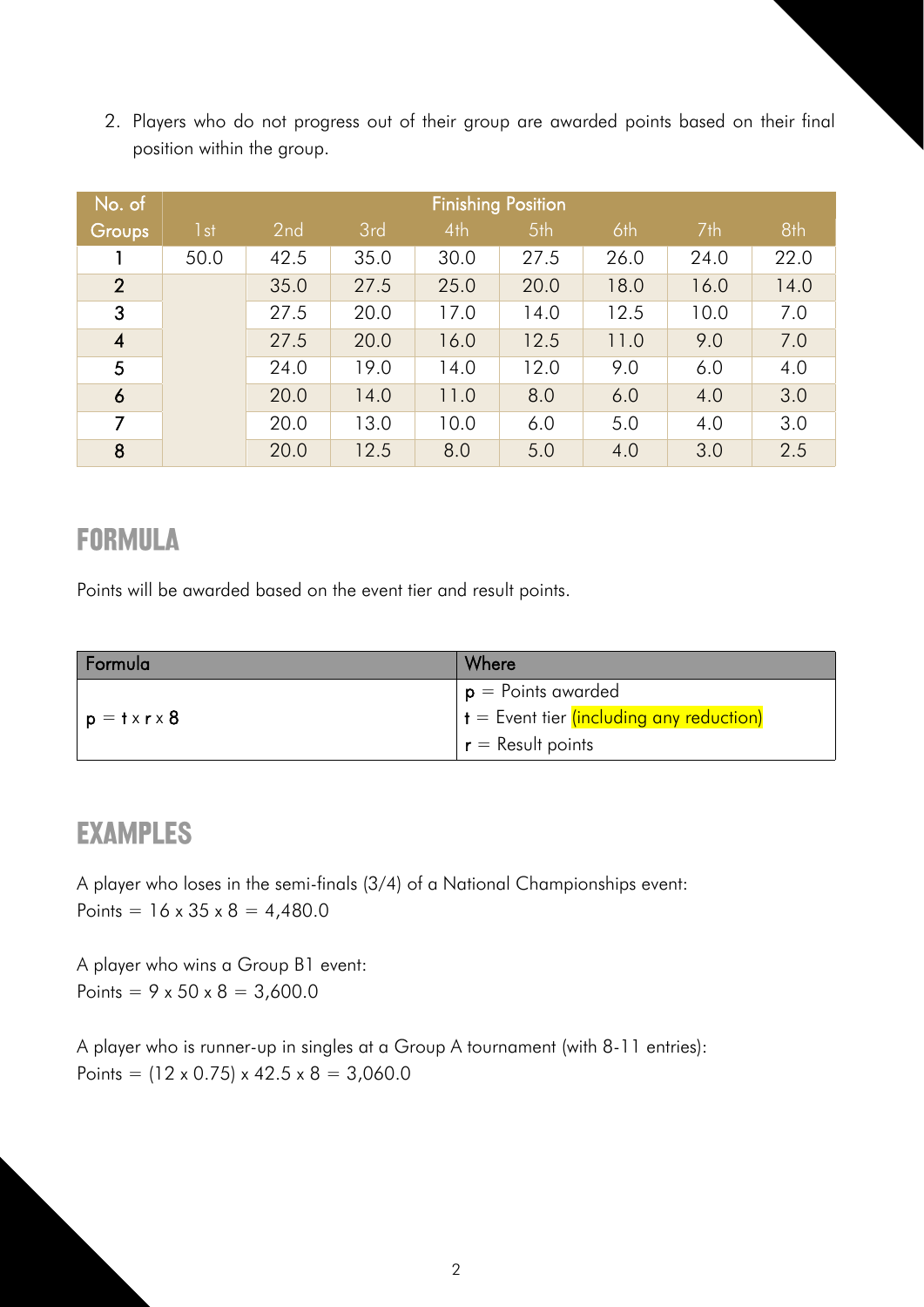2. Players who do not progress out of their group are awarded points based on their final position within the group.

| No. of Groups | Finishing Position | | | | | | | |
|---|---|---|---|---|---|---|---|---|
| | 1st | 2nd | 3rd | 4th | 5th | 6th | 7th | 8th |
| 1 | 50.0 | 42.5 | 35.0 | 30.0 | 27.5 | 26.0 | 24.0 | 22.0 |
| 2 | | 35.0 | 27.5 | 25.0 | 20.0 | 18.0 | 16.0 | 14.0 |
| 3 | | 27.5 | 20.0 | 17.0 | 14.0 | 12.5 | 10.0 | 7.0 |
| 4 | | 27.5 | 20.0 | 16.0 | 12.5 | 11.0 | 9.0 | 7.0 |
| 5 | | 24.0 | 19.0 | 14.0 | 12.0 | 9.0 | 6.0 | 4.0 |
| 6 | | 20.0 | 14.0 | 11.0 | 8.0 | 6.0 | 4.0 | 3.0 |
| 7 | | 20.0 | 13.0 | 10.0 | 6.0 | 5.0 | 4.0 | 3.0 |
| 8 | | 20.0 | 12.5 | 8.0 | 5.0 | 4.0 | 3.0 | 2.5 |

## FORMULA

Points will be awarded based on the event tier and result points.

| Formula | Where |
|---|---|
| $p = t \times r \times 8$ | **p** = Points awarded<br>**t** = Event tier (including any reduction)<br>**r** = Result points |

## EXAMPLES

A player who loses in the semi-finals (3/4) of a National Championships event:
Points = 16 x 35 x 8 = 4,480.0

A player who wins a Group B1 event:
Points = 9 x 50 x 8 = 3,600.0

A player who is runner-up in singles at a Group A tournament (with 8-11 entries):
Points = (12 x 0.75) x 42.5 x 8 = 3,060.0